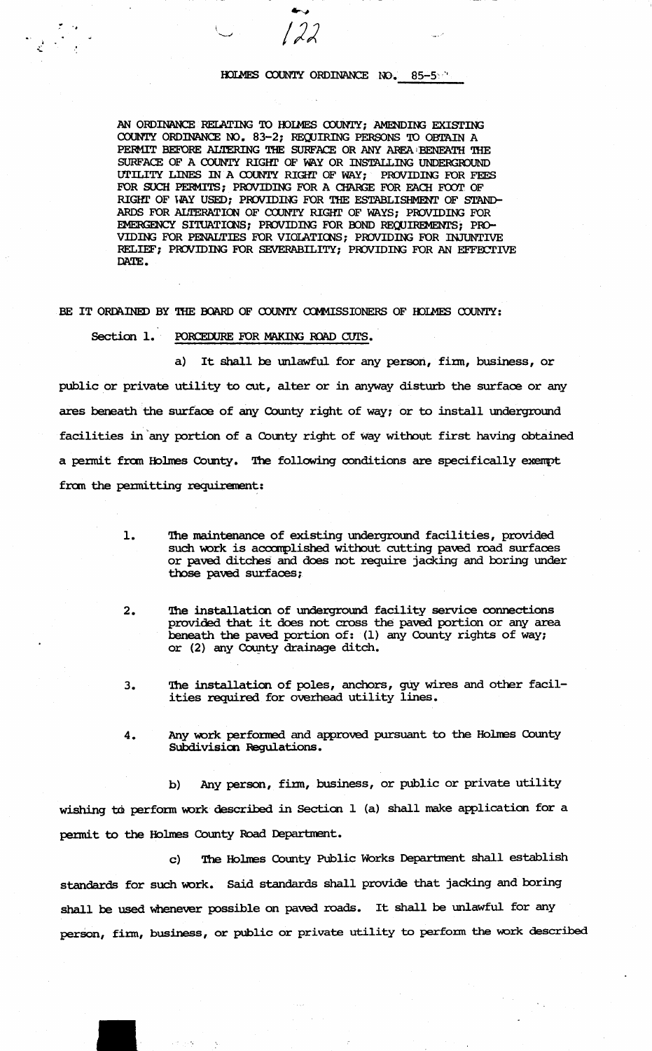# HOLMES COUNTY ORDINANCE NO. 85-5

AN ORDINANCE RELATING TO HOLMES COUNTY; AMENDING EXISTING COUNTY ORDINANCE NO. 83-2; REQUIRING PERSONS TO OBTAIN A PERMIT BEFORE ALTERING THE SURFACE OR ANY AREA BENEATH THE SURFACE OF A COUNTY RIGHT OF WAY OR INSTALLING UNDERGROUND UTILITY LINES IN A COUNTY RIGHT OF WAY; PROVIDING FOR FEES FOR SUCH PERMITS; PROVIDING FOR A CHARGE FOR EACH FOOT OF RIGHT OF WAY USED; PROVIDING FOR THE ESTABLISHMENT OF STANDARDS FOR ALTERATION OF COUNTY RIGHT OF WAYS; PROVIDING FOR EMERGENCY SITUATIONS; PROVIDING FOR BOND REQUIREMENTS; PROVIDING FOR PENALTIES FOR VIOLATIONS; PROVIDING FOR INJUNTIVE RELIEF; PROVIDING FOR SEVERABILITY; PROVIDING FOR AN EFFECTIVE DATE.

BE IT ORDAINED BY THE BOARD OF COUNTY COMMISSIONERS OF HOLMES COUNTY:

Section 1. PORCEDURE FOR MAKING ROAD CUTS.

a) It shall be unlawful for any person, firm, business, or public or private utility to cut, alter or in anyway disturb the surface or any ares beneath the surface of any County right of way; or to install underground facilities in any portion of a County right of way without first having obtained a permit from Holmes County. The following conditions are specifically exempt from the permitting requirement:

1. The maintenance of existing underground facilities, provided such work is accomplished without cutting paved road surfaces or paved ditches and does not require jacking and boring under those paved surfaces;

2. The installation of underground facility service connections provided that it does not cross the paved portion or any area beneath the paved portion of: (1) any County rights of way; or (2) any County drainage ditch.

3. The installation of poles, anchors, guy wires and other facilities required for overhead utility lines.

4. Any work performed and approved pursuant to the Holmes County Subdivision Regulations.

b) Any person, firm, business, or public or private utility wishing to perform work described in Section 1 (a) shall make application for a permit to the Holmes County Road Department.

c) The Holmes County Public Works Department shall establish standards for such work. Said standards shall provide that jacking and boring shall be used whenever possible on paved roads. It shall be unlawful for any person, firm, business, or public or private utility to perform the work described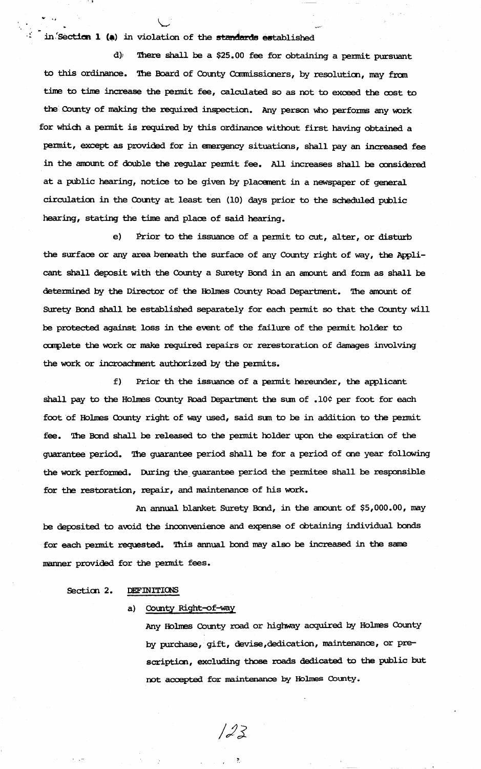in Section 1 (a) in violation of the standards established

d) There shall be a $25.00 fee for obtaining a permit pursuant to this ordinance. The Board of County Commissioners, by resolution, may from time to time increase the permit fee, calculated so as not to exceed the cost to the County of making the required inspection. Any person who performs any work for which a permit is required by this ordinance without first having obtained a permit, except as provided for in emergency situations, shall pay an increased fee in the amount of double the regular permit fee. All increases shall be considered at a public hearing, notice to be given by placement in a newspaper of general circulation in the County at least ten (10) days prior to the scheduled public hearing, stating the time and place of said hearing.

e) Prior to the issuance of a permit to cut, alter, or disturb the surface or any area beneath the surface of any County right of way, the Applicant shall deposit with the County a Surety Bond in an amount and form as shall be determined by the Director of the Holmes County Road Department. The amount of Surety Bond shall be established separately for each permit so that the County will be protected against loss in the event of the failure of the permit holder to complete the work or make required repairs or rerestoration of damages involving the work or incroachment authorized by the permits.

f) Prior th the issuance of a permit hereunder, the applicant shall pay to the Holmes County Road Department the sum of .10¢ per foot for each foot of Holmes County right of way used, said sum to be in addition to the permit fee. The Bond shall be released to the permit holder upon the expiration of the guarantee period. The guarantee period shall be for a period of one year following the work performed. During the guarantee period the permitee shall be responsible for the restoration, repair, and maintenance of his work.

An annual blanket Surety Bond, in the amount of $5,000.00, may be deposited to avoid the inconvenience and expense of obtaining individual bonds for each permit requested. This annual bond may also be increased in the same manner provided for the permit fees.

Section 2. DEFINITIONS

a) County Right-of-way

Any Holmes County road or highway acquired by Holmes County by purchase, gift, devise, dedication, maintenance, or prescription, excluding those roads dedicated to the public but not accepted for maintenance by Holmes County.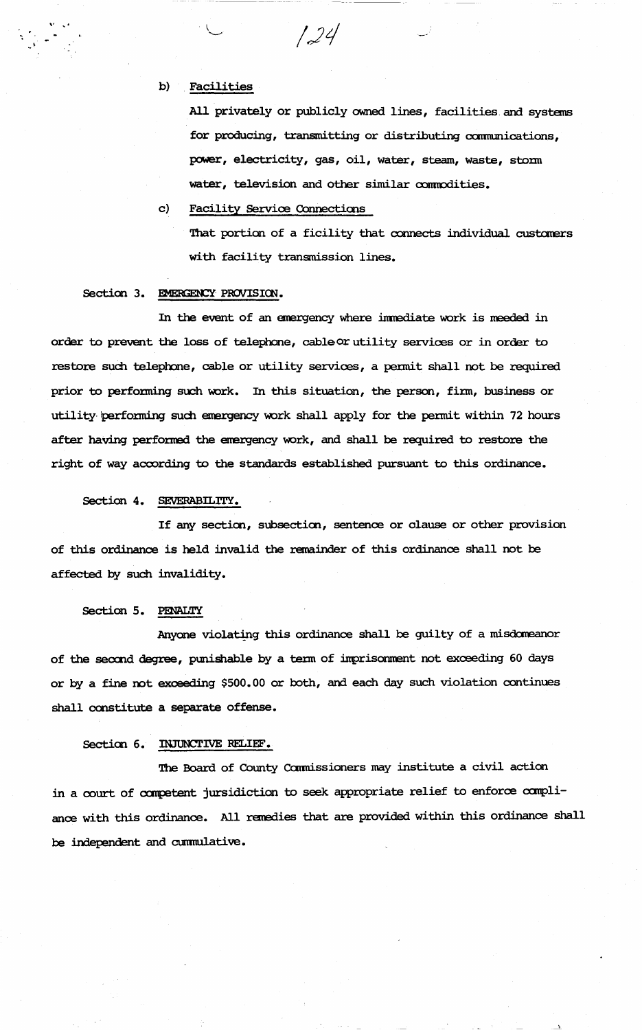b) Facilities

All privately or publicly owned lines, facilities and systems for producing, transmitting or distributing communications, power, electricity, gas, oil, water, steam, waste, storm water, television and other similar commodities.

c) Facility Service Connections

That portion of a ficility that connects individual customers with facility transmission lines.

Section 3. EMERGENCY PROVISION.

In the event of an emergency where immediate work is needed in order to prevent the loss of telephone, cable or utility services or in order to restore such telephone, cable or utility services, a permit shall not be required prior to performing such work. In this situation, the person, firm, business or utility performing such emergency work shall apply for the permit within 72 hours after having performed the emergency work, and shall be required to restore the right of way according to the standards established pursuant to this ordinance.

Section 4. SEVERABILITY.

If any section, subsection, sentence or clause or other provision of this ordinance is held invalid the remainder of this ordinance shall not be affected by such invalidity.

Section 5. PENALTY

Anyone violating this ordinance shall be guilty of a misdemeanor of the second degree, punishable by a term of imprisonment not exceeding 60 days or by a fine not exceeding $500.00 or both, and each day such violation continues shall constitute a separate offense.

Section 6. INJUNCTIVE RELIEF.

The Board of County Commissioners may institute a civil action in a court of competent jursidiction to seek appropriate relief to enforce compliance with this ordinance. All remedies that are provided within this ordinance shall be independent and cummulative.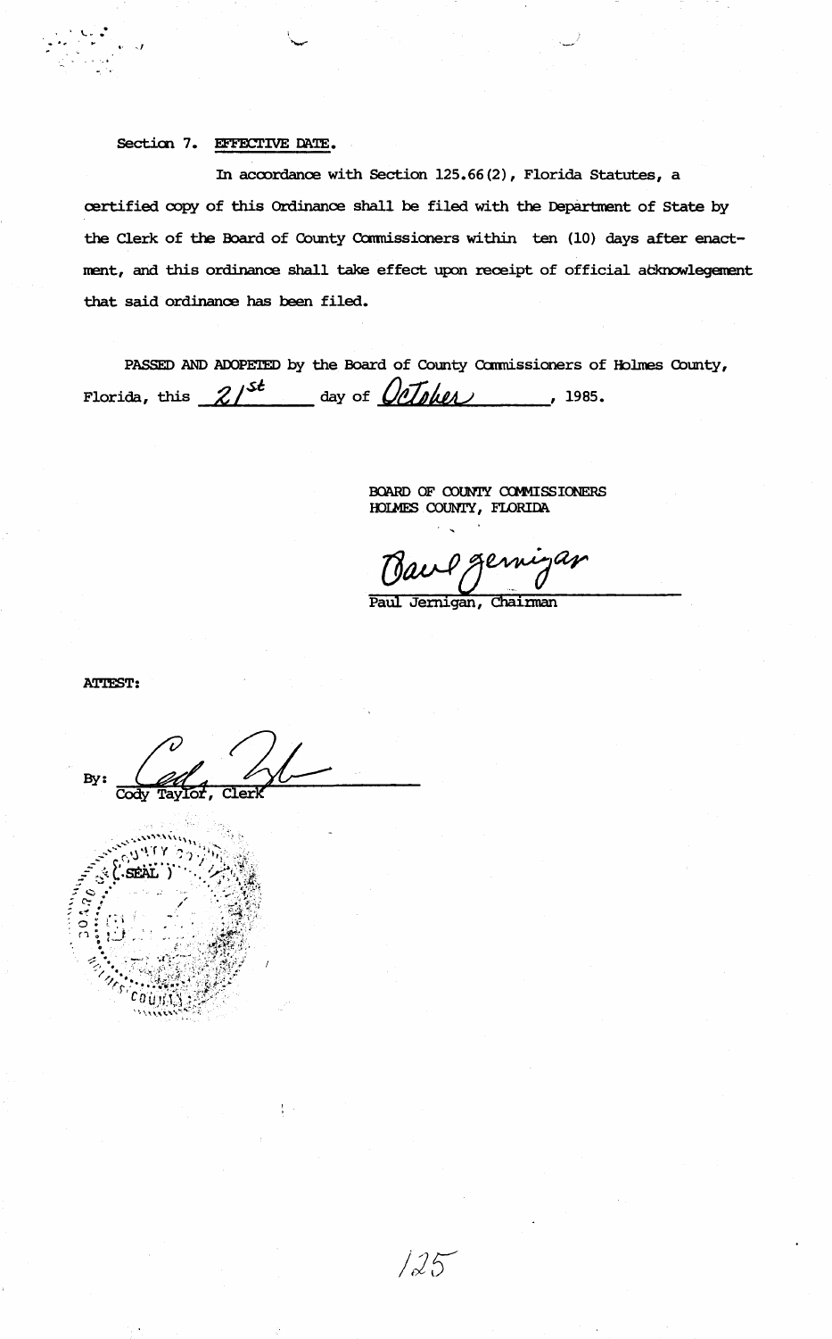Section 7. EFFECTIVE DATE.

In accordance with Section 125.66(2), Florida Statutes, a certified copy of this Ordinance shall be filed with the Department of State by the Clerk of the Board of County Commissioners within ten (10) days after enactment, and this ordinance shall take effect upon receipt of official acknowlegement that said ordinance has been filed.

PASSED AND ADOPETED by the Board of County Commissioners of Holmes County, Florida, this 21st day of October, 1985.

BOARD OF COUNTY COMMISSIONERS
HOLMES COUNTY, FLORIDA

Paul Jernigan, Chairman

ATTEST:

By: Cody Taylor, Clerk

(SEAL)